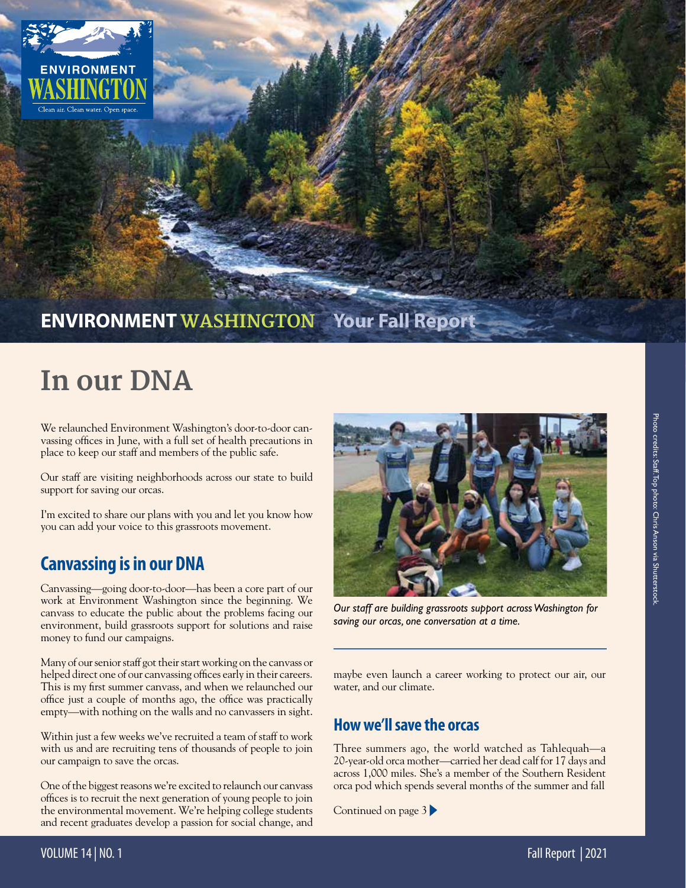ENVIRONMENT WASHINGTON

Clean air. Clean water. Open space.

**ENVIRONMENT WASHINGTON** Your Fall Report

# In our DNA

We relaunched Environment Washington's door-to-door canvassing offices in June, with a full set of health precautions in place to keep our staff and members of the public safe.

Our staff are visiting neighborhoods across our state to build support for saving our orcas.

I'm excited to share our plans with you and let you know how you can add your voice to this grassroots movement.

## Canvassing is in our DNA

Canvassing—going door-to-door—has been a core part of our work at Environment Washington since the beginning. We canvass to educate the public about the problems facing our environment, build grassroots support for solutions and raise money to fund our campaigns.

Many of our senior staff got their start working on the canvass or helped direct one of our canvassing offices early in their careers. This is my first summer canvass, and when we relaunched our office just a couple of months ago, the office was practically empty—with nothing on the walls and no canvassers in sight.

Within just a few weeks we've recruited a team of staff to work with us and are recruiting tens of thousands of people to join our campaign to save the orcas.

One of the biggest reasons we're excited to relaunch our canvass offices is to recruit the next generation of young people to join the environmental movement. We're helping college students and recent graduates develop a passion for social change, and maybe even launch a career working to protect our air, our water, and our climate.

*Our staff are building grassroots support across Washington for saving our orcas, one conversation at a time.*

## How we'll save the orcas

Three summers ago, the world watched as Tahlequah—a 20-year-old orca mother—carried her dead calf for 17 days and across 1,000 miles. She's a member of the Southern Resident orca pod which spends several months of the summer and fall

Continued on page 3

Photo credits: Staff. Top photo: Chris Anson via Shutterstock.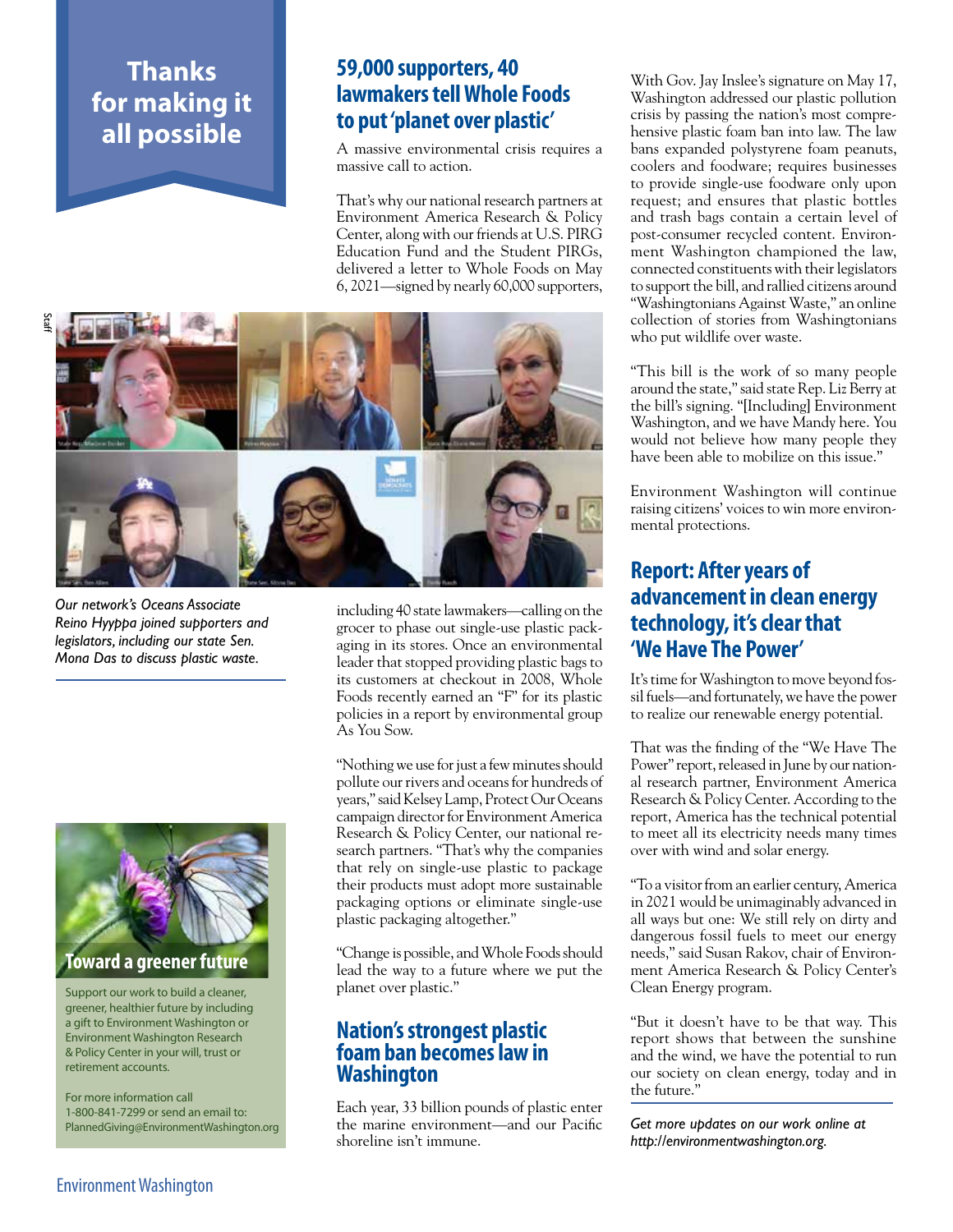## Thanks for making it all possible

## 59,000 supporters, 40 lawmakers tell Whole Foods to put 'planet over plastic'

A massive environmental crisis requires a massive call to action.

That's why our national research partners at Environment America Research & Policy Center, along with our friends at U.S. PIRG Education Fund and the Student PIRGs, delivered a letter to Whole Foods on May 6, 2021—signed by nearly 60,000 supporters, including 40 state lawmakers—calling on the grocer to phase out single-use plastic packaging in its stores. Once an environmental leader that stopped providing plastic bags to its customers at checkout in 2008, Whole Foods recently earned an "F" for its plastic policies in a report by environmental group As You Sow.

*Our network's Oceans Associate Reino Hyyppa joined supporters and legislators, including our state Sen. Mona Das to discuss plastic waste.*

"Nothing we use for just a few minutes should pollute our rivers and oceans for hundreds of years," said Kelsey Lamp, Protect Our Oceans campaign director for Environment America Research & Policy Center, our national research partners. "That's why the companies that rely on single-use plastic to package their products must adopt more sustainable packaging options or eliminate single-use plastic packaging altogether."

"Change is possible, and Whole Foods should lead the way to a future where we put the planet over plastic."

## Nation's strongest plastic foam ban becomes law in Washington

Each year, 33 billion pounds of plastic enter the marine environment—and our Pacific shoreline isn't immune.

With Gov. Jay Inslee's signature on May 17, Washington addressed our plastic pollution crisis by passing the nation's most comprehensive plastic foam ban into law. The law bans expanded polystyrene foam peanuts, coolers and foodware; requires businesses to provide single-use foodware only upon request; and ensures that plastic bottles and trash bags contain a certain level of post-consumer recycled content. Environment Washington championed the law, connected constituents with their legislators to support the bill, and rallied citizens around "Washingtonians Against Waste," an online collection of stories from Washingtonians who put wildlife over waste.

"This bill is the work of so many people around the state," said state Rep. Liz Berry at the bill's signing. "[Including] Environment Washington, and we have Mandy here. You would not believe how many people they have been able to mobilize on this issue."

Environment Washington will continue raising citizens' voices to win more environmental protections.

## Report: After years of advancement in clean energy technology, it's clear that 'We Have The Power'

It's time for Washington to move beyond fossil fuels—and fortunately, we have the power to realize our renewable energy potential.

That was the finding of the "We Have The Power" report, released in June by our national research partner, Environment America Research & Policy Center. According to the report, America has the technical potential to meet all its electricity needs many times over with wind and solar energy.

"To a visitor from an earlier century, America in 2021 would be unimaginably advanced in all ways but one: We still rely on dirty and dangerous fossil fuels to meet our energy needs," said Susan Rakov, chair of Environment America Research & Policy Center's Clean Energy program.

"But it doesn't have to be that way. This report shows that between the sunshine and the wind, we have the potential to run our society on clean energy, today and in the future."

*Get more updates on our work online at http://environmentwashington.org.*

### Toward a greener future

Support our work to build a cleaner, greener, healthier future by including a gift to Environment Washington or Environment Washington Research & Policy Center in your will, trust or retirement accounts.

For more information call 1-800-841-7299 or send an email to: PlannedGiving@EnvironmentWashington.org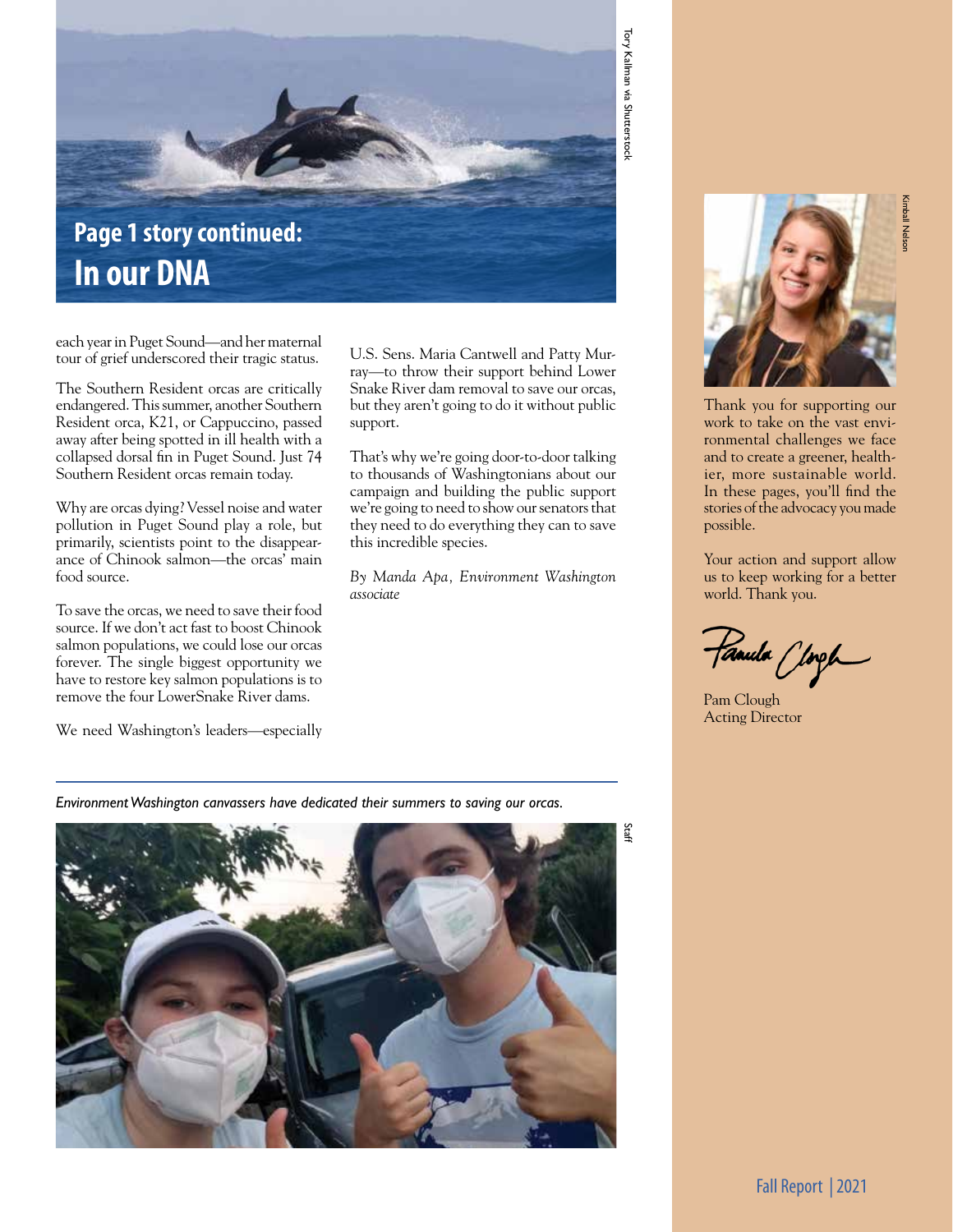## Page 1 story continued:

# In our DNA

each year in Puget Sound—and her maternal tour of grief underscored their tragic status.

The Southern Resident orcas are critically endangered. This summer, another Southern Resident orca, K21, or Cappuccino, passed away after being spotted in ill health with a collapsed dorsal fin in Puget Sound. Just 74 Southern Resident orcas remain today.

Why are orcas dying? Vessel noise and water pollution in Puget Sound play a role, but primarily, scientists point to the disappearance of Chinook salmon—the orcas' main food source.

To save the orcas, we need to save their food source. If we don't act fast to boost Chinook salmon populations, we could lose our orcas forever. The single biggest opportunity we have to restore key salmon populations is to remove the four LowerSnake River dams.

We need Washington's leaders—especially U.S. Sens. Maria Cantwell and Patty Murray—to throw their support behind Lower Snake River dam removal to save our orcas, but they aren't going to do it without public support.

That's why we're going door-to-door talking to thousands of Washingtonians about our campaign and building the public support we're going to need to show our senators that they need to do everything they can to save this incredible species.

*By Manda Apa, Environment Washington associate*

*Environment Washington canvassers have dedicated their summers to saving our orcas.*

Thank you for supporting our work to take on the vast environmental challenges we face and to create a greener, healthier, more sustainable world. In these pages, you'll find the stories of the advocacy you made possible.

Your action and support allow us to keep working for a better world. Thank you.

Pam Clough
Acting Director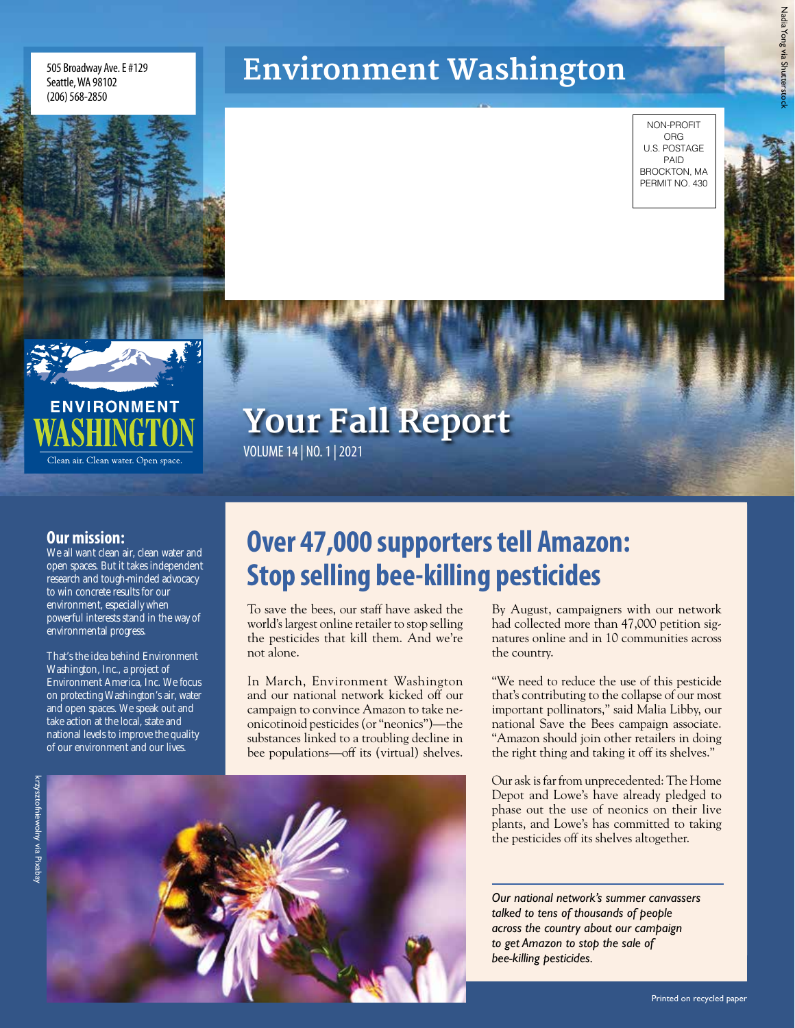505 Broadway Ave. E #129
Seattle, WA 98102
(206) 568-2850

# Environment Washington

NON-PROFIT ORG
U.S. POSTAGE PAID
BROCKTON, MA
PERMIT NO. 430

Nadia Yong via Shutterstock

ENVIRONMENT WASHINGTON
Clean air. Clean water. Open space.

# Your Fall Report

VOLUME 14 | NO. 1 | 2021

### Our mission:

We all want clean air, clean water and open spaces. But it takes independent research and tough-minded advocacy to win concrete results for our environment, especially when powerful interests stand in the way of environmental progress.

That's the idea behind Environment Washington, Inc., a project of Environment America, Inc. We focus on protecting Washington's air, water and open spaces. We speak out and take action at the local, state and national levels to improve the quality of our environment and our lives.

## Over 47,000 supporters tell Amazon: Stop selling bee-killing pesticides

To save the bees, our staff have asked the world's largest online retailer to stop selling the pesticides that kill them. And we're not alone.

In March, Environment Washington and our national network kicked off our campaign to convince Amazon to take neonicotinoid pesticides (or "neonics")—the substances linked to a troubling decline in bee populations—off its (virtual) shelves.

By August, campaigners with our network had collected more than 47,000 petition signatures online and in 10 communities across the country.

"We need to reduce the use of this pesticide that's contributing to the collapse of our most important pollinators," said Malia Libby, our national Save the Bees campaign associate. "Amazon should join other retailers in doing the right thing and taking it off its shelves."

Our ask is far from unprecedented: The Home Depot and Lowe's have already pledged to phase out the use of neonics on their live plants, and Lowe's has committed to taking the pesticides off its shelves altogether.

krzysztofniewolny via Pixabay

*Our national network's summer canvassers talked to tens of thousands of people across the country about our campaign to get Amazon to stop the sale of bee-killing pesticides.*

Printed on recycled paper